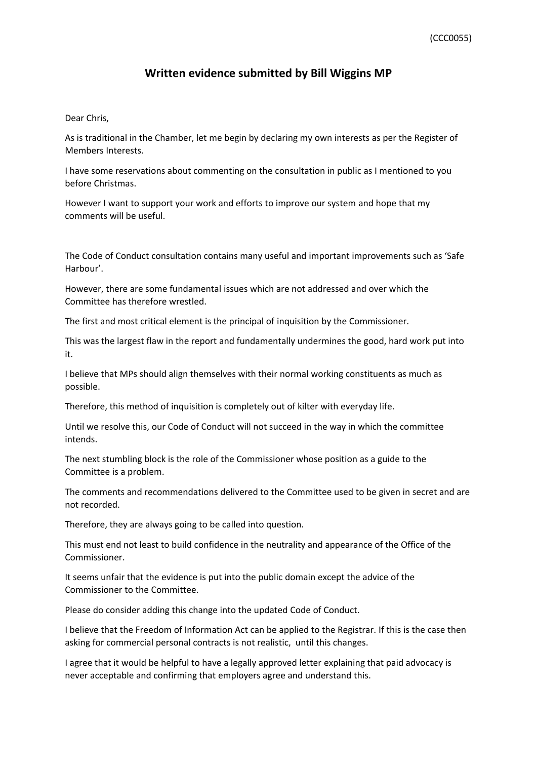(CCC0055)

# Written evidence submitted by Bill Wiggins MP

Dear Chris,

As is traditional in the Chamber, let me begin by declaring my own interests as per the Register of Members Interests.

I have some reservations about commenting on the consultation in public as I mentioned to you before Christmas.

However I want to support your work and efforts to improve our system and hope that my comments will be useful.

The Code of Conduct consultation contains many useful and important improvements such as 'Safe Harbour'.

However, there are some fundamental issues which are not addressed and over which the Committee has therefore wrestled.

The first and most critical element is the principal of inquisition by the Commissioner.

This was the largest flaw in the report and fundamentally undermines the good, hard work put into it.

I believe that MPs should align themselves with their normal working constituents as much as possible.

Therefore, this method of inquisition is completely out of kilter with everyday life.

Until we resolve this, our Code of Conduct will not succeed in the way in which the committee intends.

The next stumbling block is the role of the Commissioner whose position as a guide to the Committee is a problem.

The comments and recommendations delivered to the Committee used to be given in secret and are not recorded.

Therefore, they are always going to be called into question.

This must end not least to build confidence in the neutrality and appearance of the Office of the Commissioner.

It seems unfair that the evidence is put into the public domain except the advice of the Commissioner to the Committee.

Please do consider adding this change into the updated Code of Conduct.

I believe that the Freedom of Information Act can be applied to the Registrar. If this is the case then asking for commercial personal contracts is not realistic, until this changes.

I agree that it would be helpful to have a legally approved letter explaining that paid advocacy is never acceptable and confirming that employers agree and understand this.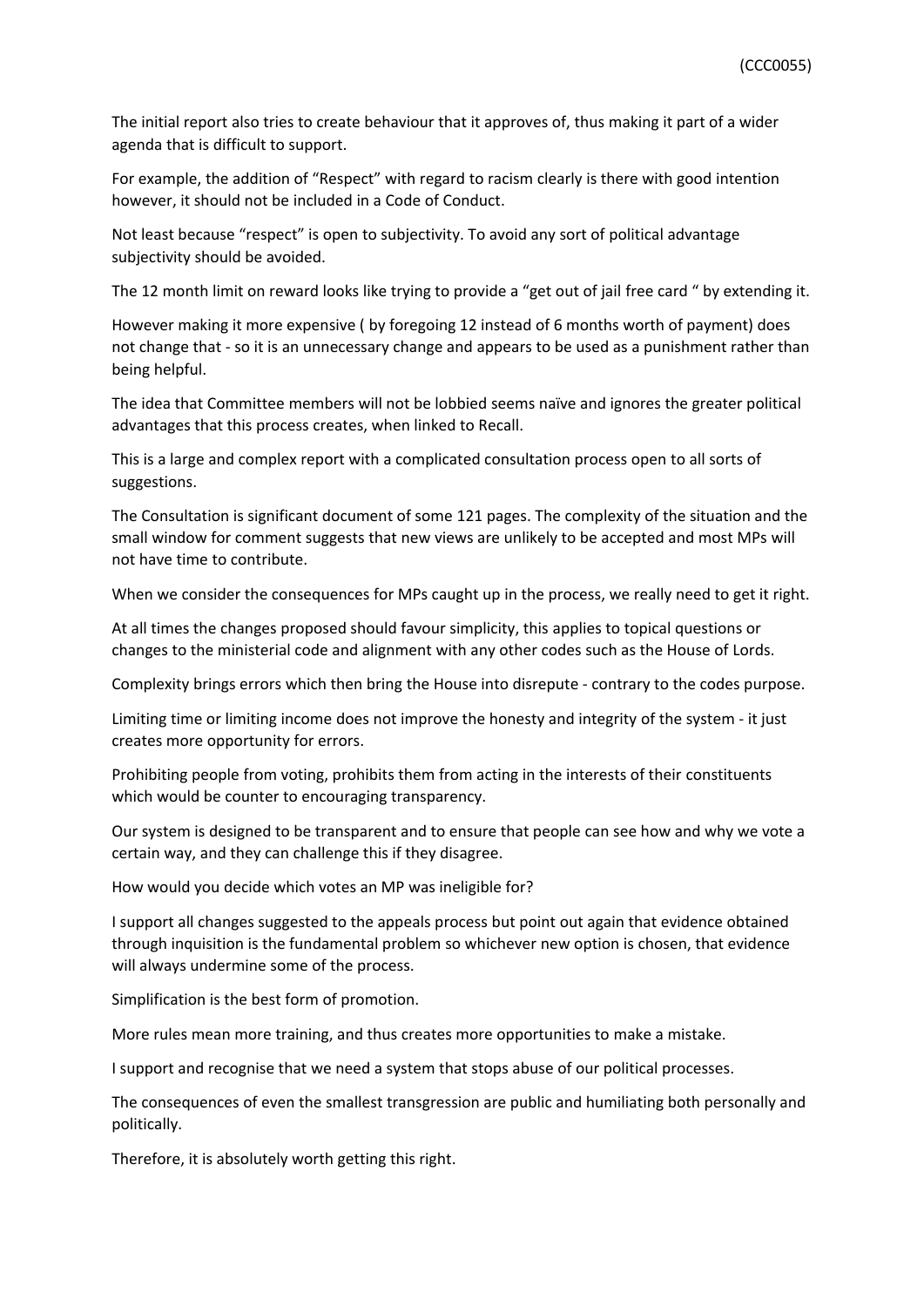The initial report also tries to create behaviour that it approves of, thus making it part of a wider agenda that is difficult to support.

For example, the addition of "Respect" with regard to racism clearly is there with good intention however, it should not be included in a Code of Conduct.

Not least because "respect" is open to subjectivity. To avoid any sort of political advantage subjectivity should be avoided.

The 12 month limit on reward looks like trying to provide a "get out of jail free card " by extending it.

However making it more expensive ( by foregoing 12 instead of 6 months worth of payment) does not change that - so it is an unnecessary change and appears to be used as a punishment rather than being helpful.

The idea that Committee members will not be lobbied seems naïve and ignores the greater political advantages that this process creates, when linked to Recall.

This is a large and complex report with a complicated consultation process open to all sorts of suggestions.

The Consultation is significant document of some 121 pages. The complexity of the situation and the small window for comment suggests that new views are unlikely to be accepted and most MPs will not have time to contribute.

When we consider the consequences for MPs caught up in the process, we really need to get it right.

At all times the changes proposed should favour simplicity, this applies to topical questions or changes to the ministerial code and alignment with any other codes such as the House of Lords.

Complexity brings errors which then bring the House into disrepute - contrary to the codes purpose.

Limiting time or limiting income does not improve the honesty and integrity of the system - it just creates more opportunity for errors.

Prohibiting people from voting, prohibits them from acting in the interests of their constituents which would be counter to encouraging transparency.

Our system is designed to be transparent and to ensure that people can see how and why we vote a certain way, and they can challenge this if they disagree.

How would you decide which votes an MP was ineligible for?

I support all changes suggested to the appeals process but point out again that evidence obtained through inquisition is the fundamental problem so whichever new option is chosen, that evidence will always undermine some of the process.

Simplification is the best form of promotion.

More rules mean more training, and thus creates more opportunities to make a mistake.

I support and recognise that we need a system that stops abuse of our political processes.

The consequences of even the smallest transgression are public and humiliating both personally and politically.

Therefore, it is absolutely worth getting this right.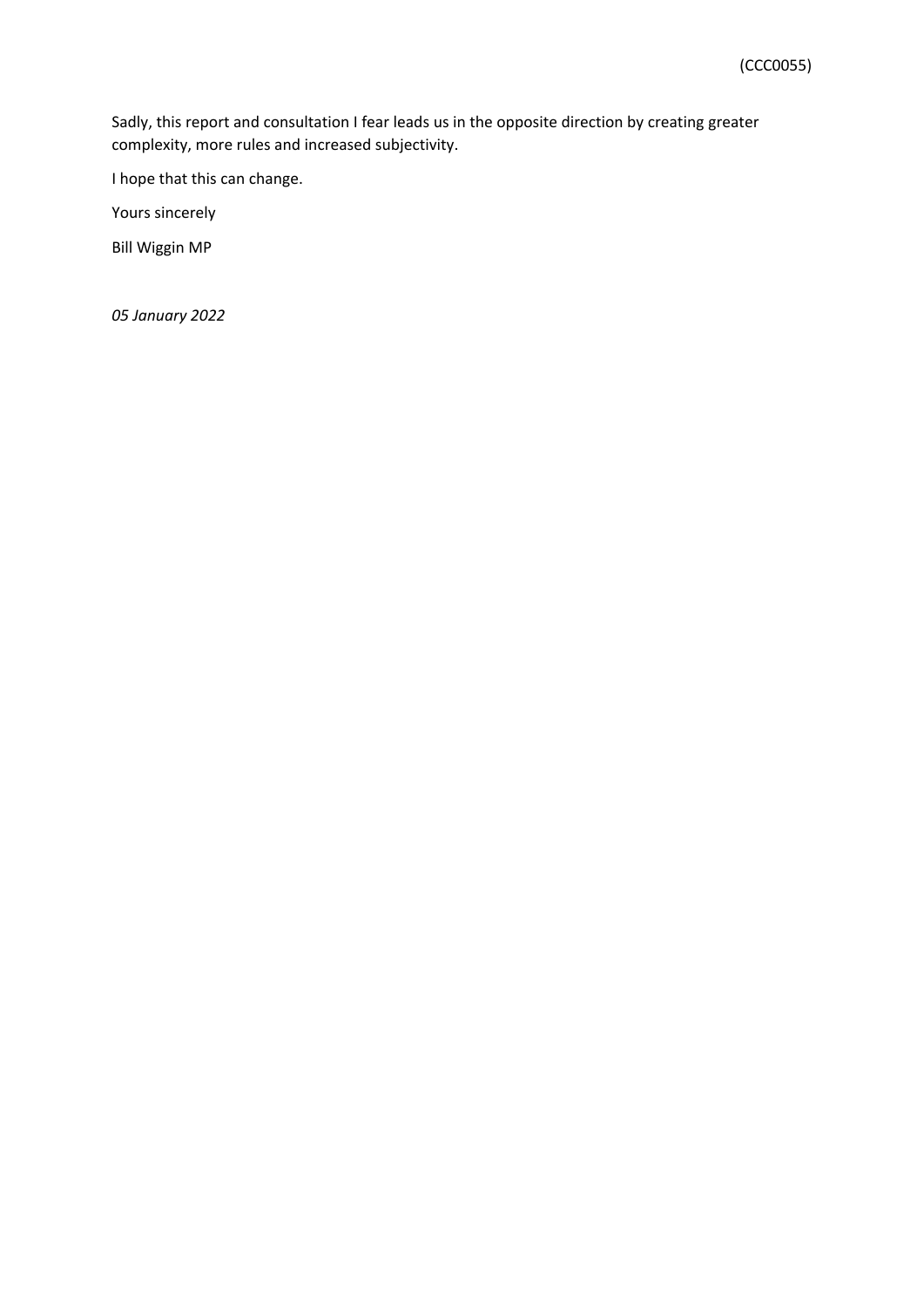Sadly, this report and consultation I fear leads us in the opposite direction by creating greater complexity, more rules and increased subjectivity.

I hope that this can change.

Yours sincerely

Bill Wiggin MP

*05 January 2022*